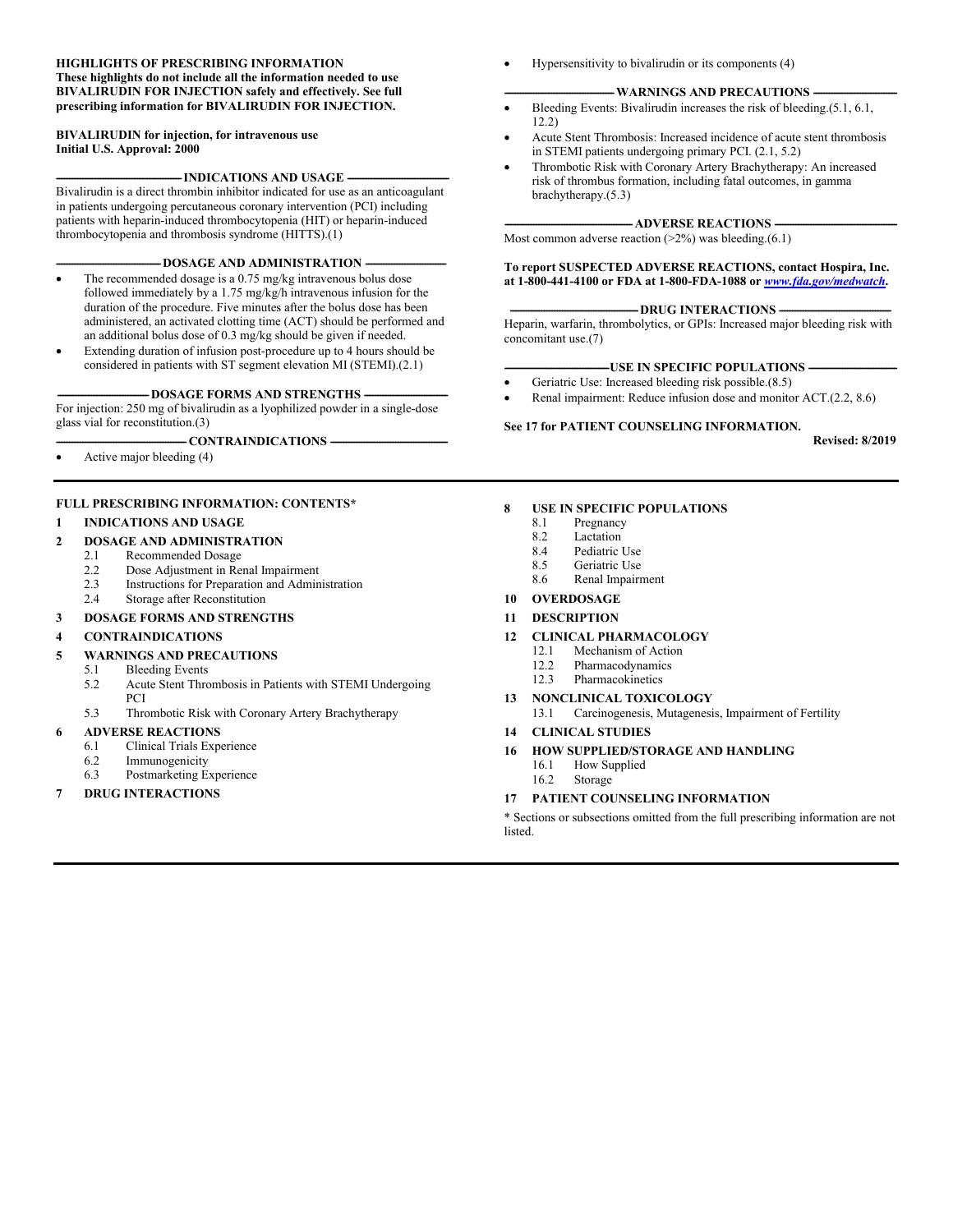**HIGHLIGHTS OF PRESCRIBING INFORMATION**
**These highlights do not include all the information needed to use BIVALIRUDIN FOR INJECTION safely and effectively. See full prescribing information for BIVALIRUDIN FOR INJECTION.**

**BIVALIRUDIN for injection, for intravenous use**
**Initial U.S. Approval: 2000**

**INDICATIONS AND USAGE**

Bivalirudin is a direct thrombin inhibitor indicated for use as an anticoagulant in patients undergoing percutaneous coronary intervention (PCI) including patients with heparin-induced thrombocytopenia (HIT) or heparin-induced thrombocytopenia and thrombosis syndrome (HITTS).(1)

**DOSAGE AND ADMINISTRATION**

- The recommended dosage is a 0.75 mg/kg intravenous bolus dose followed immediately by a 1.75 mg/kg/h intravenous infusion for the duration of the procedure. Five minutes after the bolus dose has been administered, an activated clotting time (ACT) should be performed and an additional bolus dose of 0.3 mg/kg should be given if needed.
- Extending duration of infusion post-procedure up to 4 hours should be considered in patients with ST segment elevation MI (STEMI).(2.1)

**DOSAGE FORMS AND STRENGTHS**

For injection: 250 mg of bivalirudin as a lyophilized powder in a single-dose glass vial for reconstitution.(3)

**CONTRAINDICATIONS**

- Active major bleeding (4)
- Hypersensitivity to bivalirudin or its components (4)

**WARNINGS AND PRECAUTIONS**

- Bleeding Events: Bivalirudin increases the risk of bleeding.(5.1, 6.1, 12.2)
- Acute Stent Thrombosis: Increased incidence of acute stent thrombosis in STEMI patients undergoing primary PCI. (2.1, 5.2)
- Thrombotic Risk with Coronary Artery Brachytherapy: An increased risk of thrombus formation, including fatal outcomes, in gamma brachytherapy.(5.3)

**ADVERSE REACTIONS**

Most common adverse reaction (>2%) was bleeding.(6.1)

**To report SUSPECTED ADVERSE REACTIONS, contact Hospira, Inc. at 1-800-441-4100 or FDA at 1-800-FDA-1088 or *www.fda.gov/medwatch*.**

**DRUG INTERACTIONS**

Heparin, warfarin, thrombolytics, or GPIs: Increased major bleeding risk with concomitant use.(7)

**USE IN SPECIFIC POPULATIONS**

- Geriatric Use: Increased bleeding risk possible.(8.5)
- Renal impairment: Reduce infusion dose and monitor ACT.(2.2, 8.6)

**See 17 for PATIENT COUNSELING INFORMATION.**

**Revised: 8/2019**

---

**FULL PRESCRIBING INFORMATION: CONTENTS***

**1 INDICATIONS AND USAGE**

**2 DOSAGE AND ADMINISTRATION**
- 2.1 Recommended Dosage
- 2.2 Dose Adjustment in Renal Impairment
- 2.3 Instructions for Preparation and Administration
- 2.4 Storage after Reconstitution

**3 DOSAGE FORMS AND STRENGTHS**

**4 CONTRAINDICATIONS**

**5 WARNINGS AND PRECAUTIONS**
- 5.1 Bleeding Events
- 5.2 Acute Stent Thrombosis in Patients with STEMI Undergoing PCI
- 5.3 Thrombotic Risk with Coronary Artery Brachytherapy

**6 ADVERSE REACTIONS**
- 6.1 Clinical Trials Experience
- 6.2 Immunogenicity
- 6.3 Postmarketing Experience

**7 DRUG INTERACTIONS**

**8 USE IN SPECIFIC POPULATIONS**
- 8.1 Pregnancy
- 8.2 Lactation
- 8.4 Pediatric Use
- 8.5 Geriatric Use
- 8.6 Renal Impairment

**10 OVERDOSAGE**

**11 DESCRIPTION**

**12 CLINICAL PHARMACOLOGY**
- 12.1 Mechanism of Action
- 12.2 Pharmacodynamics
- 12.3 Pharmacokinetics

**13 NONCLINICAL TOXICOLOGY**
- 13.1 Carcinogenesis, Mutagenesis, Impairment of Fertility

**14 CLINICAL STUDIES**

**16 HOW SUPPLIED/STORAGE AND HANDLING**
- 16.1 How Supplied
- 16.2 Storage

**17 PATIENT COUNSELING INFORMATION**

* Sections or subsections omitted from the full prescribing information are not listed.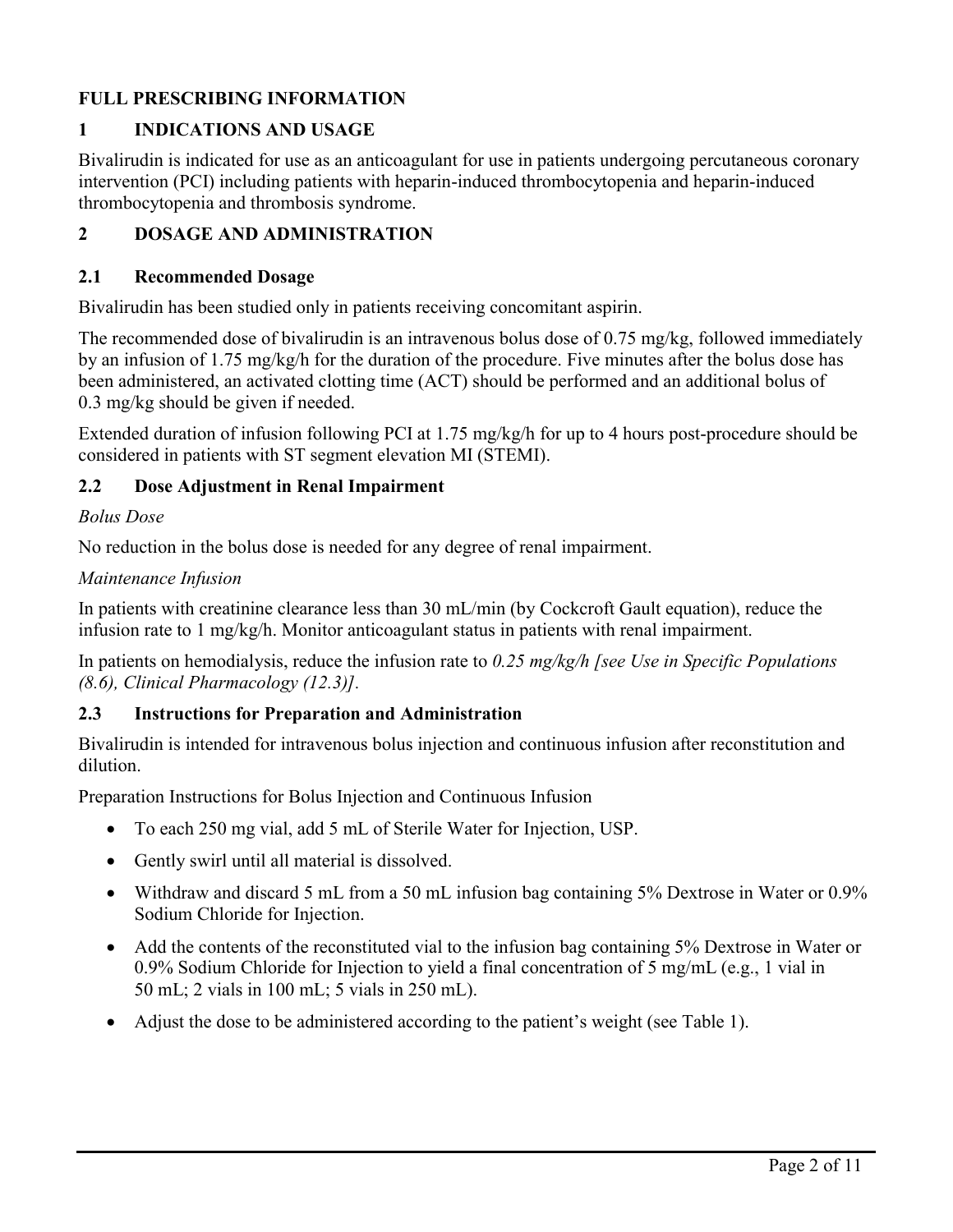# FULL PRESCRIBING INFORMATION

## 1 INDICATIONS AND USAGE

Bivalirudin is indicated for use as an anticoagulant for use in patients undergoing percutaneous coronary intervention (PCI) including patients with heparin-induced thrombocytopenia and heparin-induced thrombocytopenia and thrombosis syndrome.

## 2 DOSAGE AND ADMINISTRATION

### 2.1 Recommended Dosage

Bivalirudin has been studied only in patients receiving concomitant aspirin.

The recommended dose of bivalirudin is an intravenous bolus dose of 0.75 mg/kg, followed immediately by an infusion of 1.75 mg/kg/h for the duration of the procedure. Five minutes after the bolus dose has been administered, an activated clotting time (ACT) should be performed and an additional bolus of 0.3 mg/kg should be given if needed.

Extended duration of infusion following PCI at 1.75 mg/kg/h for up to 4 hours post-procedure should be considered in patients with ST segment elevation MI (STEMI).

### 2.2 Dose Adjustment in Renal Impairment

*Bolus Dose*

No reduction in the bolus dose is needed for any degree of renal impairment.

*Maintenance Infusion*

In patients with creatinine clearance less than 30 mL/min (by Cockcroft Gault equation), reduce the infusion rate to 1 mg/kg/h. Monitor anticoagulant status in patients with renal impairment.

In patients on hemodialysis, reduce the infusion rate to *0.25 mg/kg/h [see Use in Specific Populations (8.6), Clinical Pharmacology (12.3)].*

### 2.3 Instructions for Preparation and Administration

Bivalirudin is intended for intravenous bolus injection and continuous infusion after reconstitution and dilution.

Preparation Instructions for Bolus Injection and Continuous Infusion

- To each 250 mg vial, add 5 mL of Sterile Water for Injection, USP.
- Gently swirl until all material is dissolved.
- Withdraw and discard 5 mL from a 50 mL infusion bag containing 5% Dextrose in Water or 0.9% Sodium Chloride for Injection.
- Add the contents of the reconstituted vial to the infusion bag containing 5% Dextrose in Water or 0.9% Sodium Chloride for Injection to yield a final concentration of 5 mg/mL (e.g., 1 vial in 50 mL; 2 vials in 100 mL; 5 vials in 250 mL).
- Adjust the dose to be administered according to the patient's weight (see Table 1).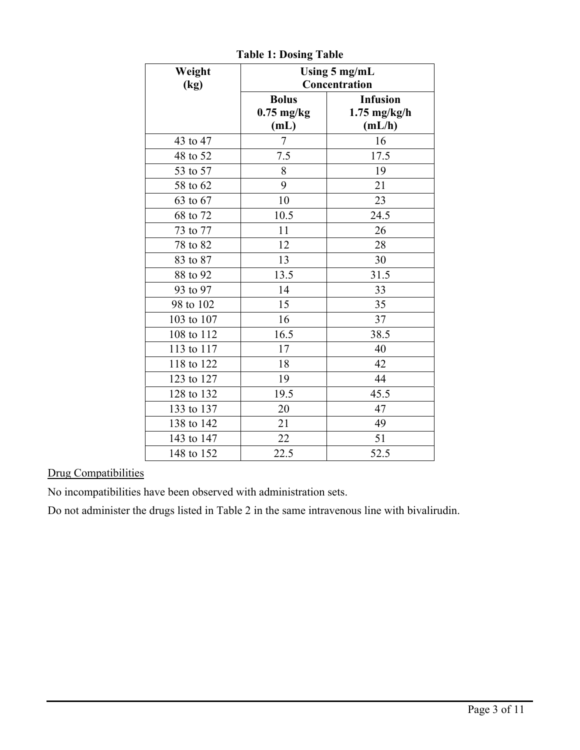**Table 1: Dosing Table**

| Weight (kg) | Using 5 mg/mL Concentration | |
|---|---|---|
| | **Bolus 0.75 mg/kg (mL)** | **Infusion 1.75 mg/kg/h (mL/h)** |
| 43 to 47 | 7 | 16 |
| 48 to 52 | 7.5 | 17.5 |
| 53 to 57 | 8 | 19 |
| 58 to 62 | 9 | 21 |
| 63 to 67 | 10 | 23 |
| 68 to 72 | 10.5 | 24.5 |
| 73 to 77 | 11 | 26 |
| 78 to 82 | 12 | 28 |
| 83 to 87 | 13 | 30 |
| 88 to 92 | 13.5 | 31.5 |
| 93 to 97 | 14 | 33 |
| 98 to 102 | 15 | 35 |
| 103 to 107 | 16 | 37 |
| 108 to 112 | 16.5 | 38.5 |
| 113 to 117 | 17 | 40 |
| 118 to 122 | 18 | 42 |
| 123 to 127 | 19 | 44 |
| 128 to 132 | 19.5 | 45.5 |
| 133 to 137 | 20 | 47 |
| 138 to 142 | 21 | 49 |
| 143 to 147 | 22 | 51 |
| 148 to 152 | 22.5 | 52.5 |

Drug Compatibilities

No incompatibilities have been observed with administration sets.

Do not administer the drugs listed in Table 2 in the same intravenous line with bivalirudin.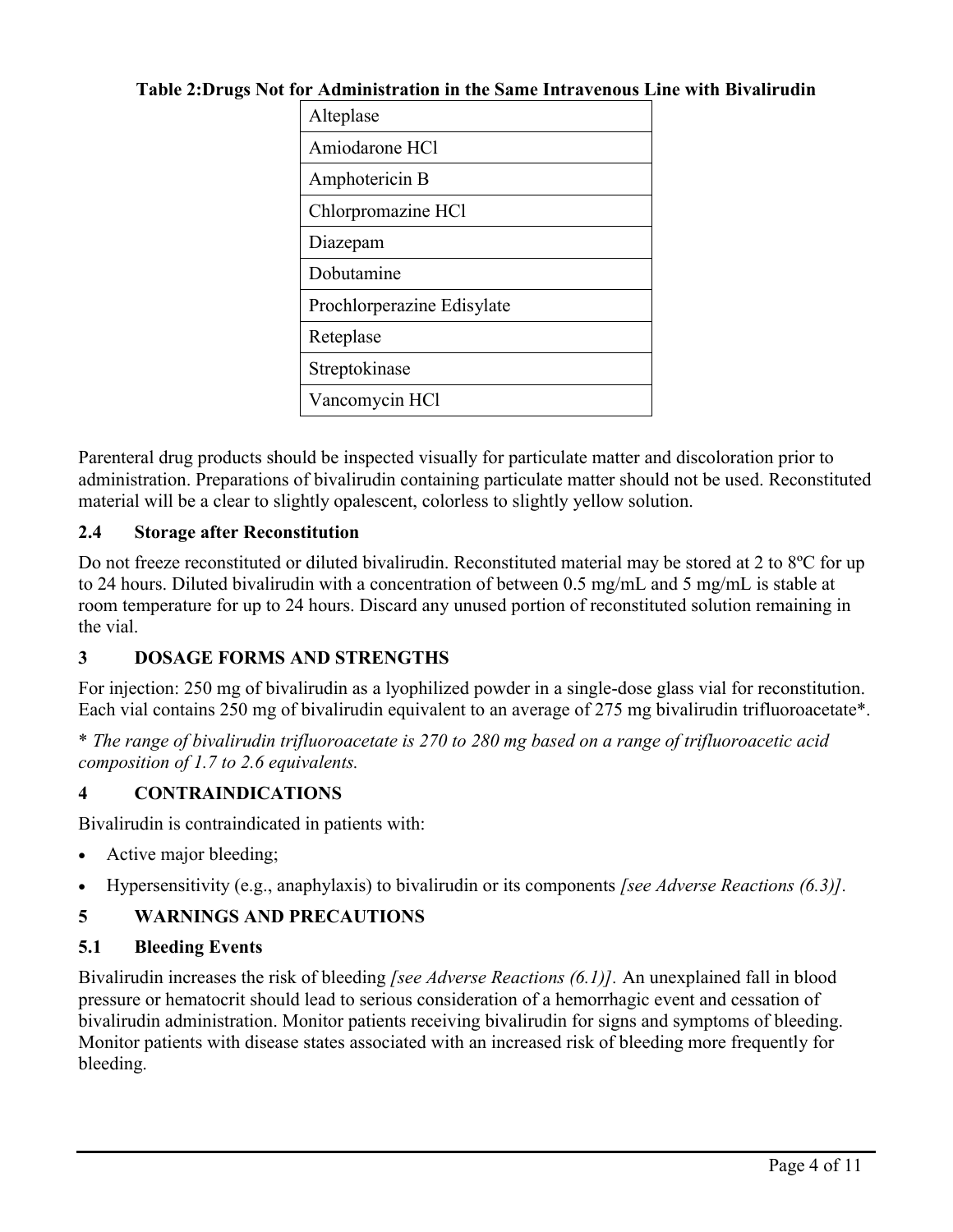**Table 2:Drugs Not for Administration in the Same Intravenous Line with Bivalirudin**

| Drug |
|---|
| Alteplase |
| Amiodarone HCl |
| Amphotericin B |
| Chlorpromazine HCl |
| Diazepam |
| Dobutamine |
| Prochlorperazine Edisylate |
| Reteplase |
| Streptokinase |
| Vancomycin HCl |

Parenteral drug products should be inspected visually for particulate matter and discoloration prior to administration. Preparations of bivalirudin containing particulate matter should not be used. Reconstituted material will be a clear to slightly opalescent, colorless to slightly yellow solution.

### 2.4 Storage after Reconstitution

Do not freeze reconstituted or diluted bivalirudin. Reconstituted material may be stored at 2 to 8ºC for up to 24 hours. Diluted bivalirudin with a concentration of between 0.5 mg/mL and 5 mg/mL is stable at room temperature for up to 24 hours. Discard any unused portion of reconstituted solution remaining in the vial.

## 3 DOSAGE FORMS AND STRENGTHS

For injection: 250 mg of bivalirudin as a lyophilized powder in a single-dose glass vial for reconstitution. Each vial contains 250 mg of bivalirudin equivalent to an average of 275 mg bivalirudin trifluoroacetate*.

* *The range of bivalirudin trifluoroacetate is 270 to 280 mg based on a range of trifluoroacetic acid composition of 1.7 to 2.6 equivalents.*

## 4 CONTRAINDICATIONS

Bivalirudin is contraindicated in patients with:

- Active major bleeding;
- Hypersensitivity (e.g., anaphylaxis) to bivalirudin or its components *[see Adverse Reactions (6.3)]*.

## 5 WARNINGS AND PRECAUTIONS

### 5.1 Bleeding Events

Bivalirudin increases the risk of bleeding *[see Adverse Reactions (6.1)].* An unexplained fall in blood pressure or hematocrit should lead to serious consideration of a hemorrhagic event and cessation of bivalirudin administration. Monitor patients receiving bivalirudin for signs and symptoms of bleeding. Monitor patients with disease states associated with an increased risk of bleeding more frequently for bleeding.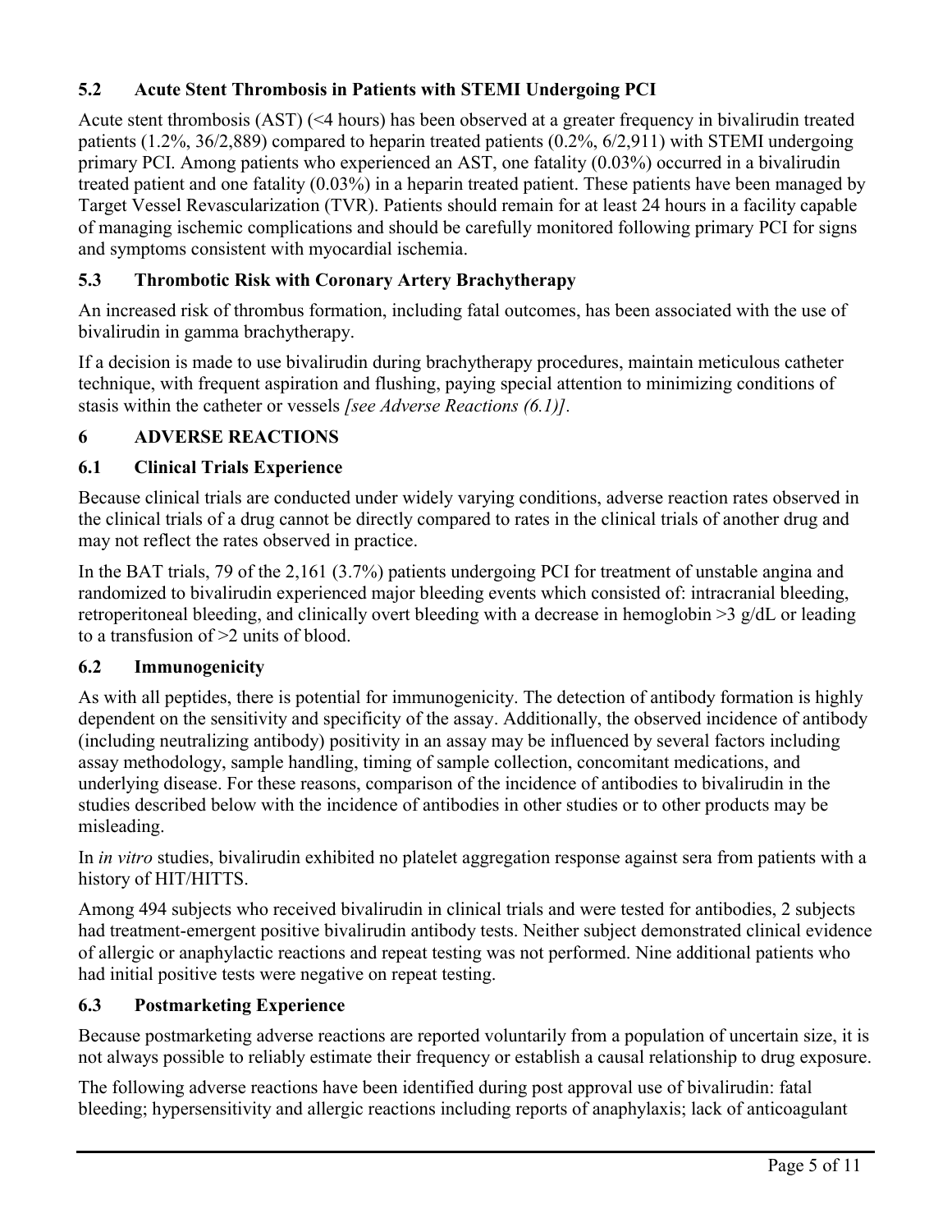### 5.2 Acute Stent Thrombosis in Patients with STEMI Undergoing PCI

Acute stent thrombosis (AST) (<4 hours) has been observed at a greater frequency in bivalirudin treated patients (1.2%, 36/2,889) compared to heparin treated patients (0.2%, 6/2,911) with STEMI undergoing primary PCI. Among patients who experienced an AST, one fatality (0.03%) occurred in a bivalirudin treated patient and one fatality (0.03%) in a heparin treated patient. These patients have been managed by Target Vessel Revascularization (TVR). Patients should remain for at least 24 hours in a facility capable of managing ischemic complications and should be carefully monitored following primary PCI for signs and symptoms consistent with myocardial ischemia.

### 5.3 Thrombotic Risk with Coronary Artery Brachytherapy

An increased risk of thrombus formation, including fatal outcomes, has been associated with the use of bivalirudin in gamma brachytherapy.

If a decision is made to use bivalirudin during brachytherapy procedures, maintain meticulous catheter technique, with frequent aspiration and flushing, paying special attention to minimizing conditions of stasis within the catheter or vessels *[see Adverse Reactions (6.1)]*.

## 6 ADVERSE REACTIONS

### 6.1 Clinical Trials Experience

Because clinical trials are conducted under widely varying conditions, adverse reaction rates observed in the clinical trials of a drug cannot be directly compared to rates in the clinical trials of another drug and may not reflect the rates observed in practice.

In the BAT trials, 79 of the 2,161 (3.7%) patients undergoing PCI for treatment of unstable angina and randomized to bivalirudin experienced major bleeding events which consisted of: intracranial bleeding, retroperitoneal bleeding, and clinically overt bleeding with a decrease in hemoglobin >3 g/dL or leading to a transfusion of >2 units of blood.

### 6.2 Immunogenicity

As with all peptides, there is potential for immunogenicity. The detection of antibody formation is highly dependent on the sensitivity and specificity of the assay. Additionally, the observed incidence of antibody (including neutralizing antibody) positivity in an assay may be influenced by several factors including assay methodology, sample handling, timing of sample collection, concomitant medications, and underlying disease. For these reasons, comparison of the incidence of antibodies to bivalirudin in the studies described below with the incidence of antibodies in other studies or to other products may be misleading.

In *in vitro* studies, bivalirudin exhibited no platelet aggregation response against sera from patients with a history of HIT/HITTS.

Among 494 subjects who received bivalirudin in clinical trials and were tested for antibodies, 2 subjects had treatment-emergent positive bivalirudin antibody tests. Neither subject demonstrated clinical evidence of allergic or anaphylactic reactions and repeat testing was not performed. Nine additional patients who had initial positive tests were negative on repeat testing.

### 6.3 Postmarketing Experience

Because postmarketing adverse reactions are reported voluntarily from a population of uncertain size, it is not always possible to reliably estimate their frequency or establish a causal relationship to drug exposure.

The following adverse reactions have been identified during post approval use of bivalirudin: fatal bleeding; hypersensitivity and allergic reactions including reports of anaphylaxis; lack of anticoagulant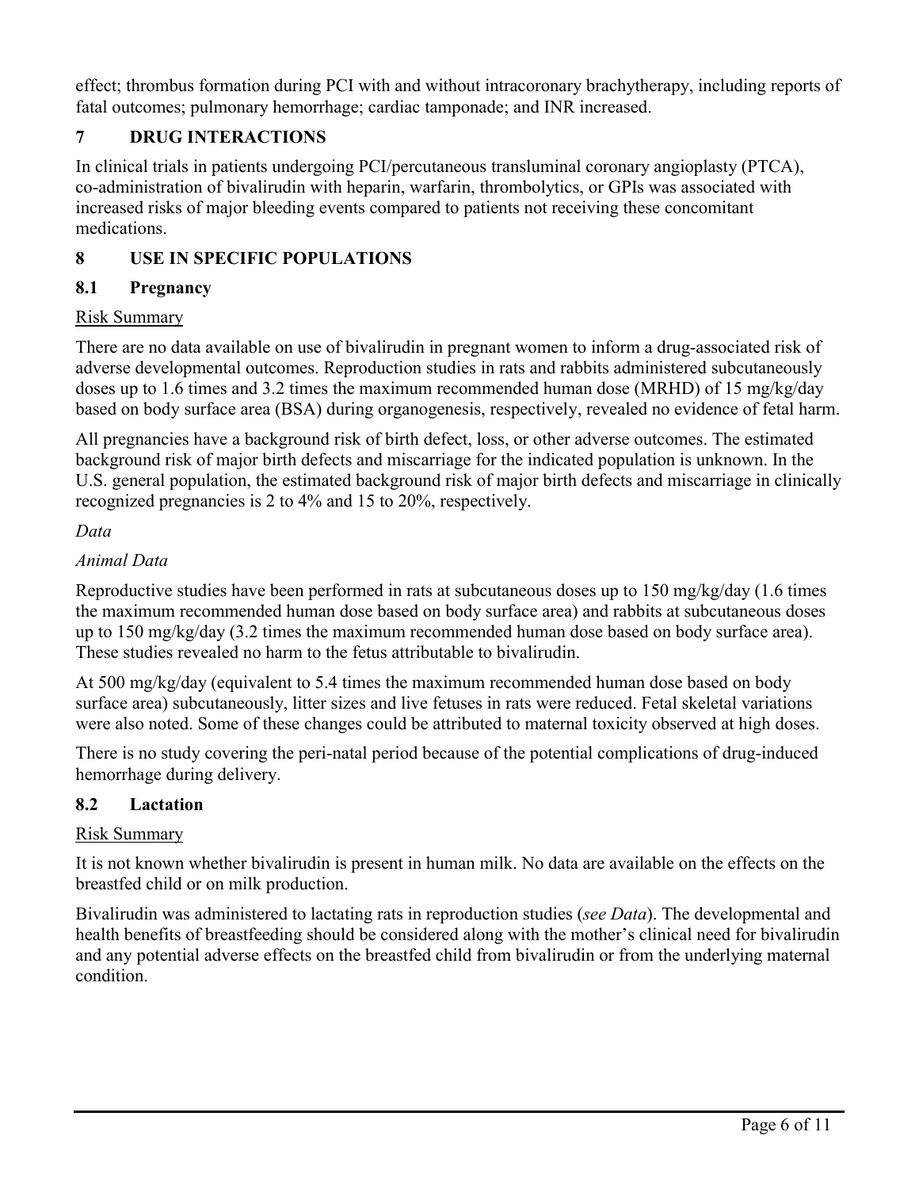effect; thrombus formation during PCI with and without intracoronary brachytherapy, including reports of fatal outcomes; pulmonary hemorrhage; cardiac tamponade; and INR increased.

## 7 DRUG INTERACTIONS

In clinical trials in patients undergoing PCI/percutaneous transluminal coronary angioplasty (PTCA), co-administration of bivalirudin with heparin, warfarin, thrombolytics, or GPIs was associated with increased risks of major bleeding events compared to patients not receiving these concomitant medications.

## 8 USE IN SPECIFIC POPULATIONS

### 8.1 Pregnancy

Risk Summary

There are no data available on use of bivalirudin in pregnant women to inform a drug-associated risk of adverse developmental outcomes. Reproduction studies in rats and rabbits administered subcutaneously doses up to 1.6 times and 3.2 times the maximum recommended human dose (MRHD) of 15 mg/kg/day based on body surface area (BSA) during organogenesis, respectively, revealed no evidence of fetal harm.

All pregnancies have a background risk of birth defect, loss, or other adverse outcomes. The estimated background risk of major birth defects and miscarriage for the indicated population is unknown. In the U.S. general population, the estimated background risk of major birth defects and miscarriage in clinically recognized pregnancies is 2 to 4% and 15 to 20%, respectively.

*Data*

*Animal Data*

Reproductive studies have been performed in rats at subcutaneous doses up to 150 mg/kg/day (1.6 times the maximum recommended human dose based on body surface area) and rabbits at subcutaneous doses up to 150 mg/kg/day (3.2 times the maximum recommended human dose based on body surface area). These studies revealed no harm to the fetus attributable to bivalirudin.

At 500 mg/kg/day (equivalent to 5.4 times the maximum recommended human dose based on body surface area) subcutaneously, litter sizes and live fetuses in rats were reduced. Fetal skeletal variations were also noted. Some of these changes could be attributed to maternal toxicity observed at high doses.

There is no study covering the peri-natal period because of the potential complications of drug-induced hemorrhage during delivery.

### 8.2 Lactation

Risk Summary

It is not known whether bivalirudin is present in human milk. No data are available on the effects on the breastfed child or on milk production.

Bivalirudin was administered to lactating rats in reproduction studies (*see Data*). The developmental and health benefits of breastfeeding should be considered along with the mother's clinical need for bivalirudin and any potential adverse effects on the breastfed child from bivalirudin or from the underlying maternal condition.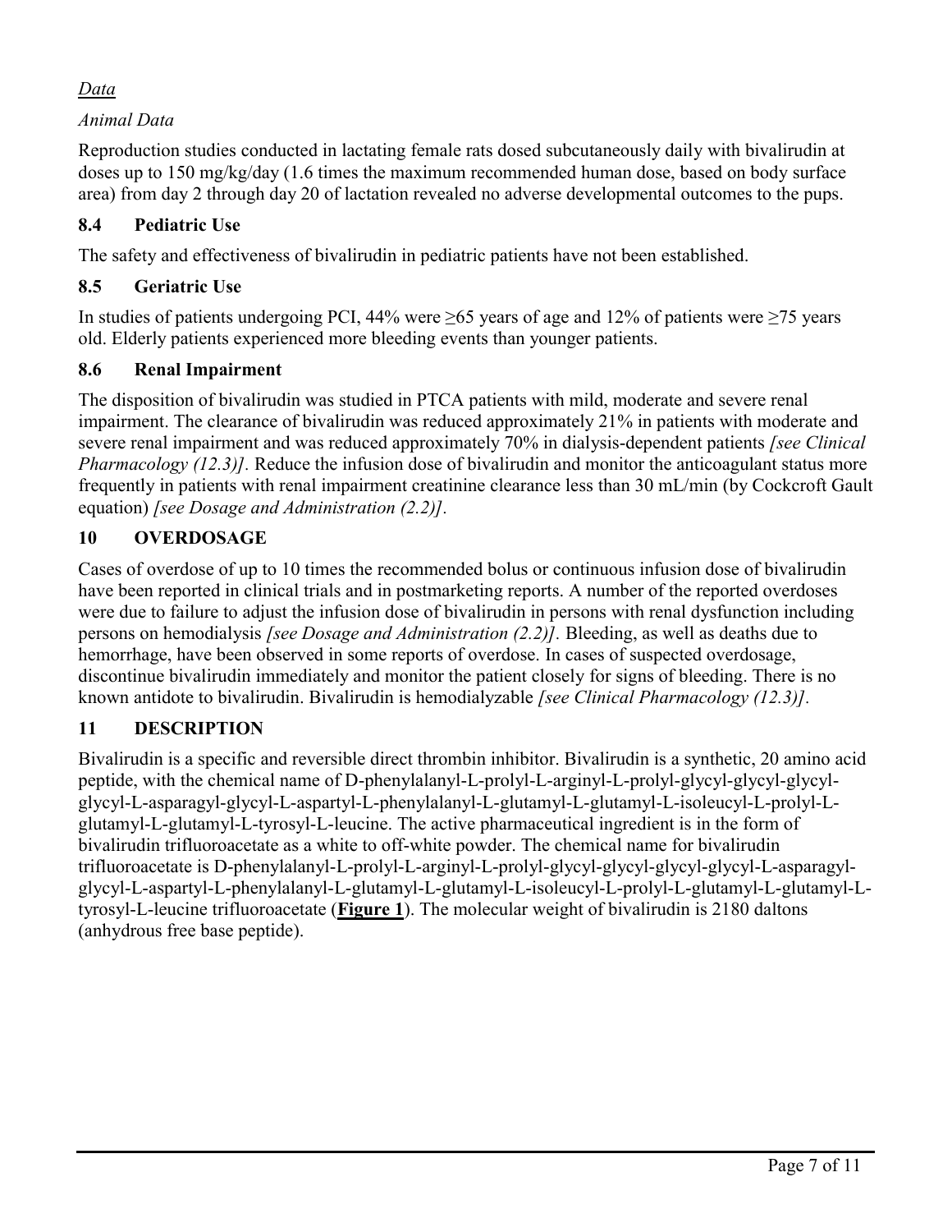*Data*

*Animal Data*

Reproduction studies conducted in lactating female rats dosed subcutaneously daily with bivalirudin at doses up to 150 mg/kg/day (1.6 times the maximum recommended human dose, based on body surface area) from day 2 through day 20 of lactation revealed no adverse developmental outcomes to the pups.

### 8.4 Pediatric Use

The safety and effectiveness of bivalirudin in pediatric patients have not been established.

### 8.5 Geriatric Use

In studies of patients undergoing PCI, 44% were ≥65 years of age and 12% of patients were ≥75 years old. Elderly patients experienced more bleeding events than younger patients.

### 8.6 Renal Impairment

The disposition of bivalirudin was studied in PTCA patients with mild, moderate and severe renal impairment. The clearance of bivalirudin was reduced approximately 21% in patients with moderate and severe renal impairment and was reduced approximately 70% in dialysis-dependent patients *[see Clinical Pharmacology (12.3)]*. Reduce the infusion dose of bivalirudin and monitor the anticoagulant status more frequently in patients with renal impairment creatinine clearance less than 30 mL/min (by Cockcroft Gault equation) *[see Dosage and Administration (2.2)]*.

## 10 OVERDOSAGE

Cases of overdose of up to 10 times the recommended bolus or continuous infusion dose of bivalirudin have been reported in clinical trials and in postmarketing reports. A number of the reported overdoses were due to failure to adjust the infusion dose of bivalirudin in persons with renal dysfunction including persons on hemodialysis *[see Dosage and Administration (2.2)]*. Bleeding, as well as deaths due to hemorrhage, have been observed in some reports of overdose. In cases of suspected overdosage, discontinue bivalirudin immediately and monitor the patient closely for signs of bleeding. There is no known antidote to bivalirudin. Bivalirudin is hemodialyzable *[see Clinical Pharmacology (12.3)]*.

## 11 DESCRIPTION

Bivalirudin is a specific and reversible direct thrombin inhibitor. Bivalirudin is a synthetic, 20 amino acid peptide, with the chemical name of D-phenylalanyl-L-prolyl-L-arginyl-L-prolyl-glycyl-glycyl-glycyl-glycyl-L-asparagyl-glycyl-L-aspartyl-L-phenylalanyl-L-glutamyl-L-glutamyl-L-isoleucyl-L-prolyl-L-glutamyl-L-glutamyl-L-tyrosyl-L-leucine. The active pharmaceutical ingredient is in the form of bivalirudin trifluoroacetate as a white to off-white powder. The chemical name for bivalirudin trifluoroacetate is D-phenylalanyl-L-prolyl-L-arginyl-L-prolyl-glycyl-glycyl-glycyl-glycyl-L-asparagyl-glycyl-L-aspartyl-L-phenylalanyl-L-glutamyl-L-glutamyl-L-isoleucyl-L-prolyl-L-glutamyl-L-glutamyl-L-tyrosyl-L-leucine trifluoroacetate (**Figure 1**). The molecular weight of bivalirudin is 2180 daltons (anhydrous free base peptide).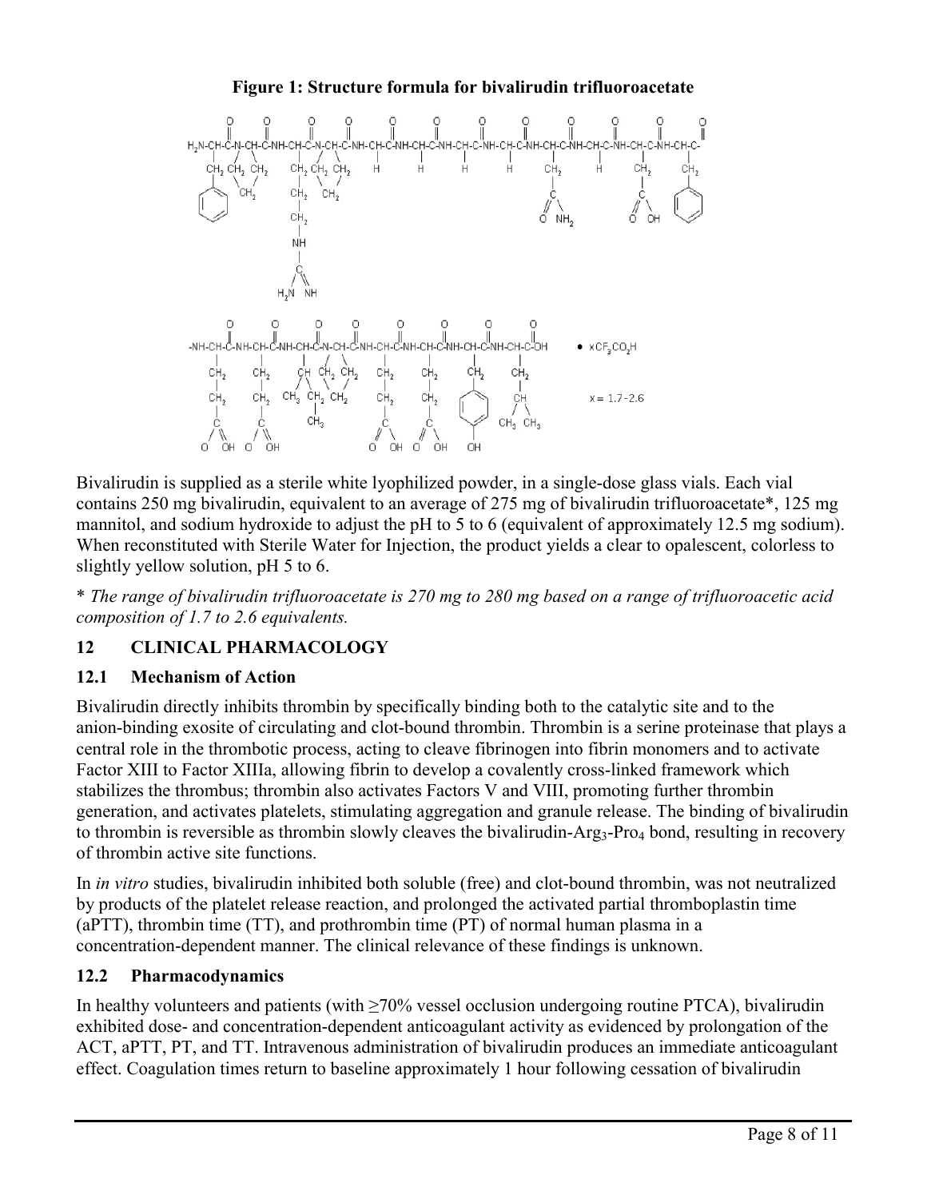**Figure 1: Structure formula for bivalirudin trifluoroacetate**

Bivalirudin is supplied as a sterile white lyophilized powder, in a single-dose glass vials. Each vial contains 250 mg bivalirudin, equivalent to an average of 275 mg of bivalirudin trifluoroacetate*, 125 mg mannitol, and sodium hydroxide to adjust the pH to 5 to 6 (equivalent of approximately 12.5 mg sodium). When reconstituted with Sterile Water for Injection, the product yields a clear to opalescent, colorless to slightly yellow solution, pH 5 to 6.

* *The range of bivalirudin trifluoroacetate is 270 mg to 280 mg based on a range of trifluoroacetic acid composition of 1.7 to 2.6 equivalents.*

## 12 CLINICAL PHARMACOLOGY

### 12.1 Mechanism of Action

Bivalirudin directly inhibits thrombin by specifically binding both to the catalytic site and to the anion-binding exosite of circulating and clot-bound thrombin. Thrombin is a serine proteinase that plays a central role in the thrombotic process, acting to cleave fibrinogen into fibrin monomers and to activate Factor XIII to Factor XIIIa, allowing fibrin to develop a covalently cross-linked framework which stabilizes the thrombus; thrombin also activates Factors V and VIII, promoting further thrombin generation, and activates platelets, stimulating aggregation and granule release. The binding of bivalirudin to thrombin is reversible as thrombin slowly cleaves the bivalirudin-$Arg_3$-$Pro_4$ bond, resulting in recovery of thrombin active site functions.

In *in vitro* studies, bivalirudin inhibited both soluble (free) and clot-bound thrombin, was not neutralized by products of the platelet release reaction, and prolonged the activated partial thromboplastin time (aPTT), thrombin time (TT), and prothrombin time (PT) of normal human plasma in a concentration-dependent manner. The clinical relevance of these findings is unknown.

### 12.2 Pharmacodynamics

In healthy volunteers and patients (with ≥70% vessel occlusion undergoing routine PTCA), bivalirudin exhibited dose- and concentration-dependent anticoagulant activity as evidenced by prolongation of the ACT, aPTT, PT, and TT. Intravenous administration of bivalirudin produces an immediate anticoagulant effect. Coagulation times return to baseline approximately 1 hour following cessation of bivalirudin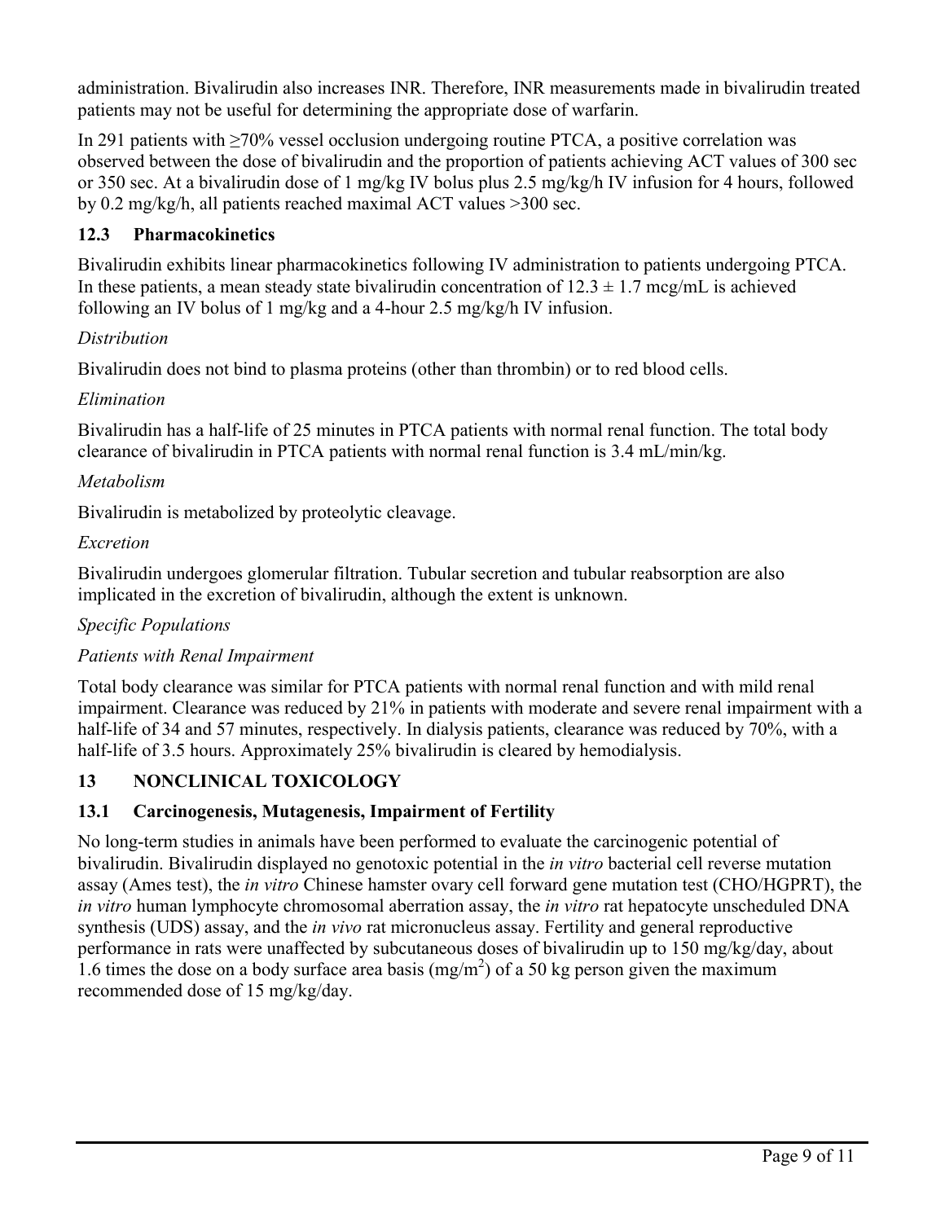administration. Bivalirudin also increases INR. Therefore, INR measurements made in bivalirudin treated patients may not be useful for determining the appropriate dose of warfarin.

In 291 patients with ≥70% vessel occlusion undergoing routine PTCA, a positive correlation was observed between the dose of bivalirudin and the proportion of patients achieving ACT values of 300 sec or 350 sec. At a bivalirudin dose of 1 mg/kg IV bolus plus 2.5 mg/kg/h IV infusion for 4 hours, followed by 0.2 mg/kg/h, all patients reached maximal ACT values >300 sec.

### 12.3 Pharmacokinetics

Bivalirudin exhibits linear pharmacokinetics following IV administration to patients undergoing PTCA. In these patients, a mean steady state bivalirudin concentration of 12.3 ± 1.7 mcg/mL is achieved following an IV bolus of 1 mg/kg and a 4-hour 2.5 mg/kg/h IV infusion.

*Distribution*

Bivalirudin does not bind to plasma proteins (other than thrombin) or to red blood cells.

*Elimination*

Bivalirudin has a half-life of 25 minutes in PTCA patients with normal renal function. The total body clearance of bivalirudin in PTCA patients with normal renal function is 3.4 mL/min/kg.

*Metabolism*

Bivalirudin is metabolized by proteolytic cleavage.

*Excretion*

Bivalirudin undergoes glomerular filtration. Tubular secretion and tubular reabsorption are also implicated in the excretion of bivalirudin, although the extent is unknown.

*Specific Populations*

*Patients with Renal Impairment*

Total body clearance was similar for PTCA patients with normal renal function and with mild renal impairment. Clearance was reduced by 21% in patients with moderate and severe renal impairment with a half-life of 34 and 57 minutes, respectively. In dialysis patients, clearance was reduced by 70%, with a half-life of 3.5 hours. Approximately 25% bivalirudin is cleared by hemodialysis.

## 13 NONCLINICAL TOXICOLOGY

### 13.1 Carcinogenesis, Mutagenesis, Impairment of Fertility

No long-term studies in animals have been performed to evaluate the carcinogenic potential of bivalirudin. Bivalirudin displayed no genotoxic potential in the *in vitro* bacterial cell reverse mutation assay (Ames test), the *in vitro* Chinese hamster ovary cell forward gene mutation test (CHO/HGPRT), the *in vitro* human lymphocyte chromosomal aberration assay, the *in vitro* rat hepatocyte unscheduled DNA synthesis (UDS) assay, and the *in vivo* rat micronucleus assay. Fertility and general reproductive performance in rats were unaffected by subcutaneous doses of bivalirudin up to 150 mg/kg/day, about 1.6 times the dose on a body surface area basis ($mg/m^2$) of a 50 kg person given the maximum recommended dose of 15 mg/kg/day.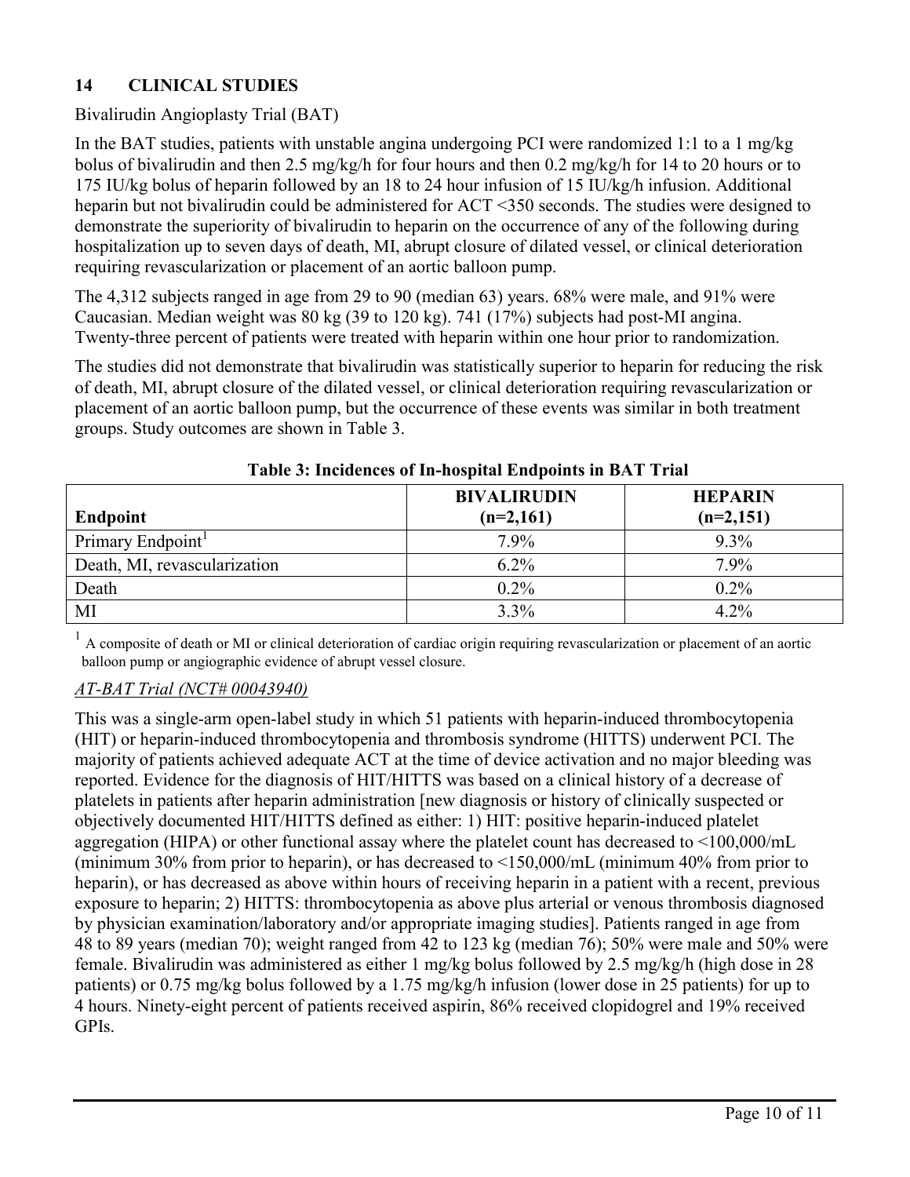## 14 CLINICAL STUDIES

Bivalirudin Angioplasty Trial (BAT)

In the BAT studies, patients with unstable angina undergoing PCI were randomized 1:1 to a 1 mg/kg bolus of bivalirudin and then 2.5 mg/kg/h for four hours and then 0.2 mg/kg/h for 14 to 20 hours or to 175 IU/kg bolus of heparin followed by an 18 to 24 hour infusion of 15 IU/kg/h infusion. Additional heparin but not bivalirudin could be administered for ACT <350 seconds. The studies were designed to demonstrate the superiority of bivalirudin to heparin on the occurrence of any of the following during hospitalization up to seven days of death, MI, abrupt closure of dilated vessel, or clinical deterioration requiring revascularization or placement of an aortic balloon pump.

The 4,312 subjects ranged in age from 29 to 90 (median 63) years. 68% were male, and 91% were Caucasian. Median weight was 80 kg (39 to 120 kg). 741 (17%) subjects had post-MI angina. Twenty-three percent of patients were treated with heparin within one hour prior to randomization.

The studies did not demonstrate that bivalirudin was statistically superior to heparin for reducing the risk of death, MI, abrupt closure of the dilated vessel, or clinical deterioration requiring revascularization or placement of an aortic balloon pump, but the occurrence of these events was similar in both treatment groups. Study outcomes are shown in Table 3.

**Table 3: Incidences of In-hospital Endpoints in BAT Trial**

| Endpoint | BIVALIRUDIN (n=2,161) | HEPARIN (n=2,151) |
|---|---|---|
| Primary Endpoint[1] | 7.9% | 9.3% |
| Death, MI, revascularization | 6.2% | 7.9% |
| Death | 0.2% | 0.2% |
| MI | 3.3% | 4.2% |

[1] A composite of death or MI or clinical deterioration of cardiac origin requiring revascularization or placement of an aortic balloon pump or angiographic evidence of abrupt vessel closure.

*AT-BAT Trial (NCT# 00043940)*

This was a single-arm open-label study in which 51 patients with heparin-induced thrombocytopenia (HIT) or heparin-induced thrombocytopenia and thrombosis syndrome (HITTS) underwent PCI. The majority of patients achieved adequate ACT at the time of device activation and no major bleeding was reported. Evidence for the diagnosis of HIT/HITTS was based on a clinical history of a decrease of platelets in patients after heparin administration [new diagnosis or history of clinically suspected or objectively documented HIT/HITTS defined as either: 1) HIT: positive heparin-induced platelet aggregation (HIPA) or other functional assay where the platelet count has decreased to <100,000/mL (minimum 30% from prior to heparin), or has decreased to <150,000/mL (minimum 40% from prior to heparin), or has decreased as above within hours of receiving heparin in a patient with a recent, previous exposure to heparin; 2) HITTS: thrombocytopenia as above plus arterial or venous thrombosis diagnosed by physician examination/laboratory and/or appropriate imaging studies]. Patients ranged in age from 48 to 89 years (median 70); weight ranged from 42 to 123 kg (median 76); 50% were male and 50% were female. Bivalirudin was administered as either 1 mg/kg bolus followed by 2.5 mg/kg/h (high dose in 28 patients) or 0.75 mg/kg bolus followed by a 1.75 mg/kg/h infusion (lower dose in 25 patients) for up to 4 hours. Ninety-eight percent of patients received aspirin, 86% received clopidogrel and 19% received GPIs.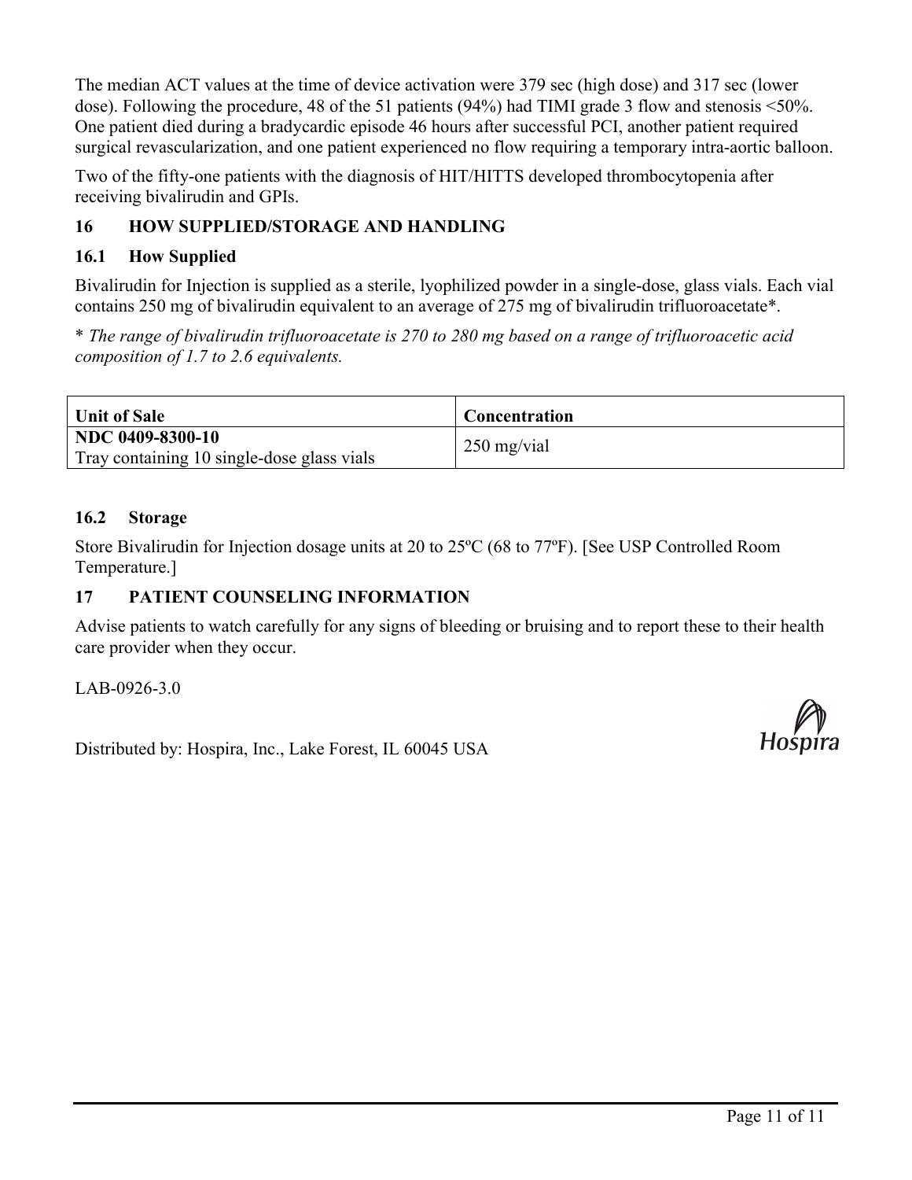The median ACT values at the time of device activation were 379 sec (high dose) and 317 sec (lower dose). Following the procedure, 48 of the 51 patients (94%) had TIMI grade 3 flow and stenosis <50%. One patient died during a bradycardic episode 46 hours after successful PCI, another patient required surgical revascularization, and one patient experienced no flow requiring a temporary intra-aortic balloon.

Two of the fifty-one patients with the diagnosis of HIT/HITTS developed thrombocytopenia after receiving bivalirudin and GPIs.

## 16 HOW SUPPLIED/STORAGE AND HANDLING

### 16.1 How Supplied

Bivalirudin for Injection is supplied as a sterile, lyophilized powder in a single-dose, glass vials. Each vial contains 250 mg of bivalirudin equivalent to an average of 275 mg of bivalirudin trifluoroacetate*.

\* *The range of bivalirudin trifluoroacetate is 270 to 280 mg based on a range of trifluoroacetic acid composition of 1.7 to 2.6 equivalents.*

| Unit of Sale | Concentration |
|---|---|
| **NDC 0409-8300-10**<br>Tray containing 10 single-dose glass vials | 250 mg/vial |

### 16.2 Storage

Store Bivalirudin for Injection dosage units at 20 to 25ºC (68 to 77ºF). [See USP Controlled Room Temperature.]

## 17 PATIENT COUNSELING INFORMATION

Advise patients to watch carefully for any signs of bleeding or bruising and to report these to their health care provider when they occur.

LAB-0926-3.0

Distributed by: Hospira, Inc., Lake Forest, IL 60045 USA

Hospira